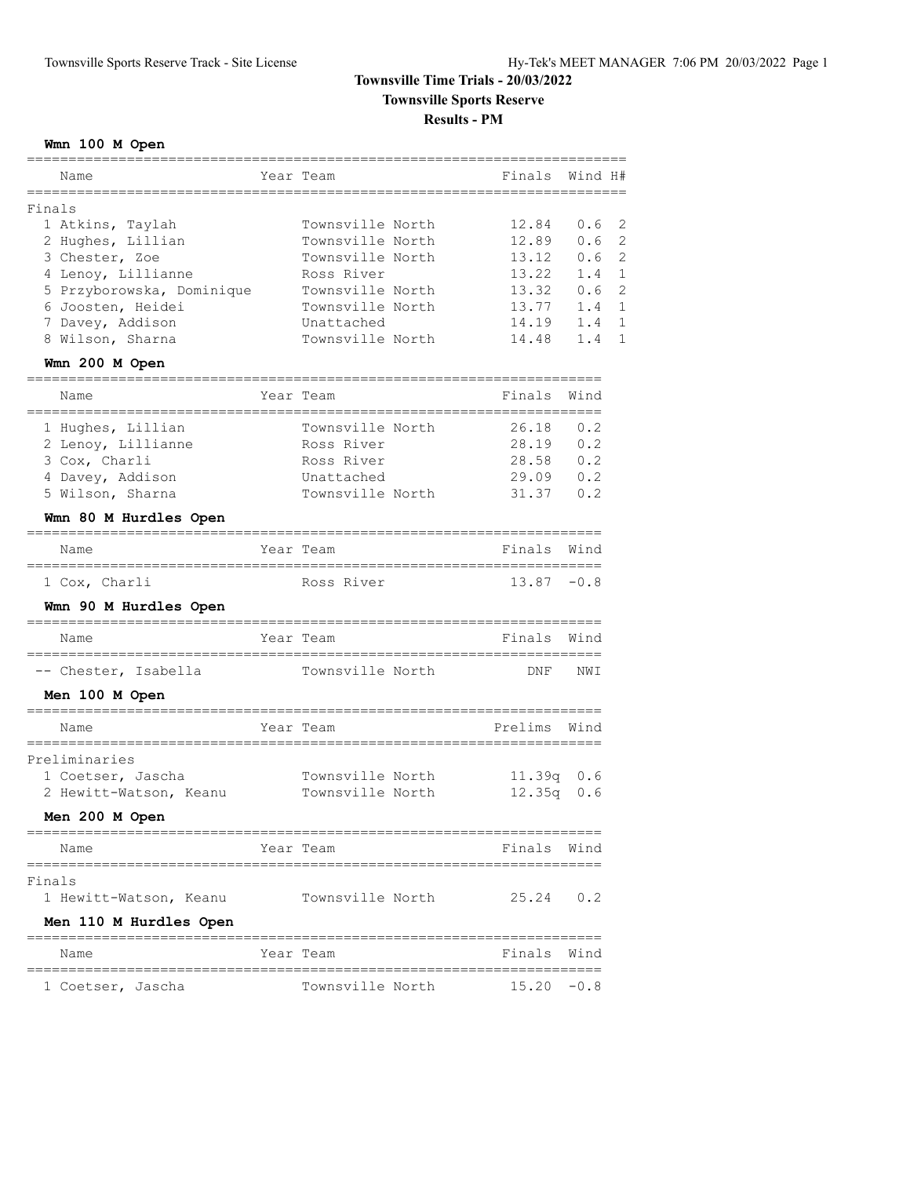# Townsville Time Trials - 20/03/2022

## Townsville Sports Reserve

## Results - PM

### Wmn 100 M Open

| | Name | Year | Team | Finals | Wind | H# |
|---|---|---|---|---|---|---|
| **Finals** | | | | | | |
| 1 | Atkins, Taylah | | Townsville North | 12.84 | 0.6 | 2 |
| 2 | Hughes, Lillian | | Townsville North | 12.89 | 0.6 | 2 |
| 3 | Chester, Zoe | | Townsville North | 13.12 | 0.6 | 2 |
| 4 | Lenoy, Lillianne | | Ross River | 13.22 | 1.4 | 1 |
| 5 | Przyborowska, Dominique | | Townsville North | 13.32 | 0.6 | 2 |
| 6 | Joosten, Heidei | | Townsville North | 13.77 | 1.4 | 1 |
| 7 | Davey, Addison | | Unattached | 14.19 | 1.4 | 1 |
| 8 | Wilson, Sharna | | Townsville North | 14.48 | 1.4 | 1 |

### Wmn 200 M Open

| | Name | Year | Team | Finals | Wind |
|---|---|---|---|---|---|
| 1 | Hughes, Lillian | | Townsville North | 26.18 | 0.2 |
| 2 | Lenoy, Lillianne | | Ross River | 28.19 | 0.2 |
| 3 | Cox, Charli | | Ross River | 28.58 | 0.2 |
| 4 | Davey, Addison | | Unattached | 29.09 | 0.2 |
| 5 | Wilson, Sharna | | Townsville North | 31.37 | 0.2 |

### Wmn 80 M Hurdles Open

| | Name | Year | Team | Finals | Wind |
|---|---|---|---|---|---|
| 1 | Cox, Charli | | Ross River | 13.87 | -0.8 |

### Wmn 90 M Hurdles Open

| | Name | Year | Team | Finals | Wind |
|---|---|---|---|---|---|
| -- | Chester, Isabella | | Townsville North | DNF | NWI |

### Men 100 M Open

| | Name | Year | Team | Prelims | Wind |
|---|---|---|---|---|---|
| **Preliminaries** | | | | | |
| 1 | Coetser, Jascha | | Townsville North | 11.39q | 0.6 |
| 2 | Hewitt-Watson, Keanu | | Townsville North | 12.35q | 0.6 |

### Men 200 M Open

| | Name | Year | Team | Finals | Wind |
|---|---|---|---|---|---|
| **Finals** | | | | | |
| 1 | Hewitt-Watson, Keanu | | Townsville North | 25.24 | 0.2 |

### Men 110 M Hurdles Open

| | Name | Year | Team | Finals | Wind |
|---|---|---|---|---|---|
| 1 | Coetser, Jascha | | Townsville North | 15.20 | -0.8 |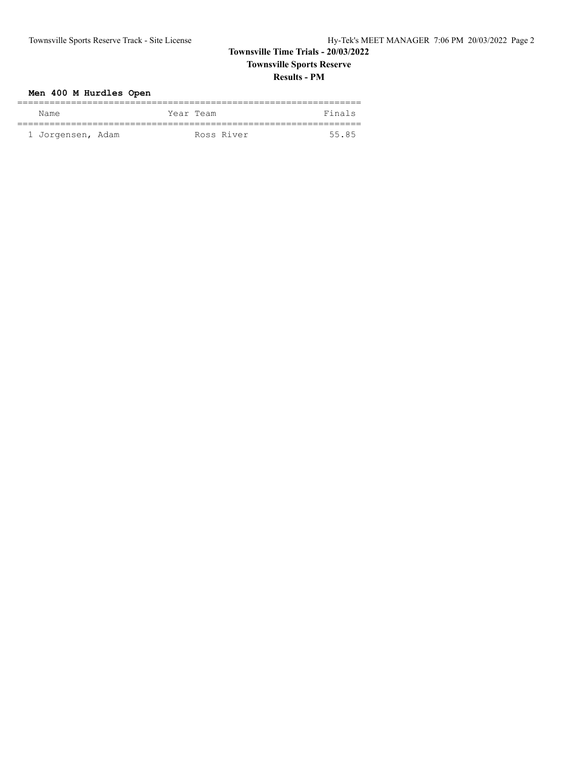**Townsville Time Trials - 20/03/2022**

**Townsville Sports Reserve**

**Results - PM**

### Men 400 M Hurdles Open

| | Name | Year | Team | Finals |
|---|---|---|---|---|
| 1 | Jorgensen, Adam | | Ross River | 55.85 |